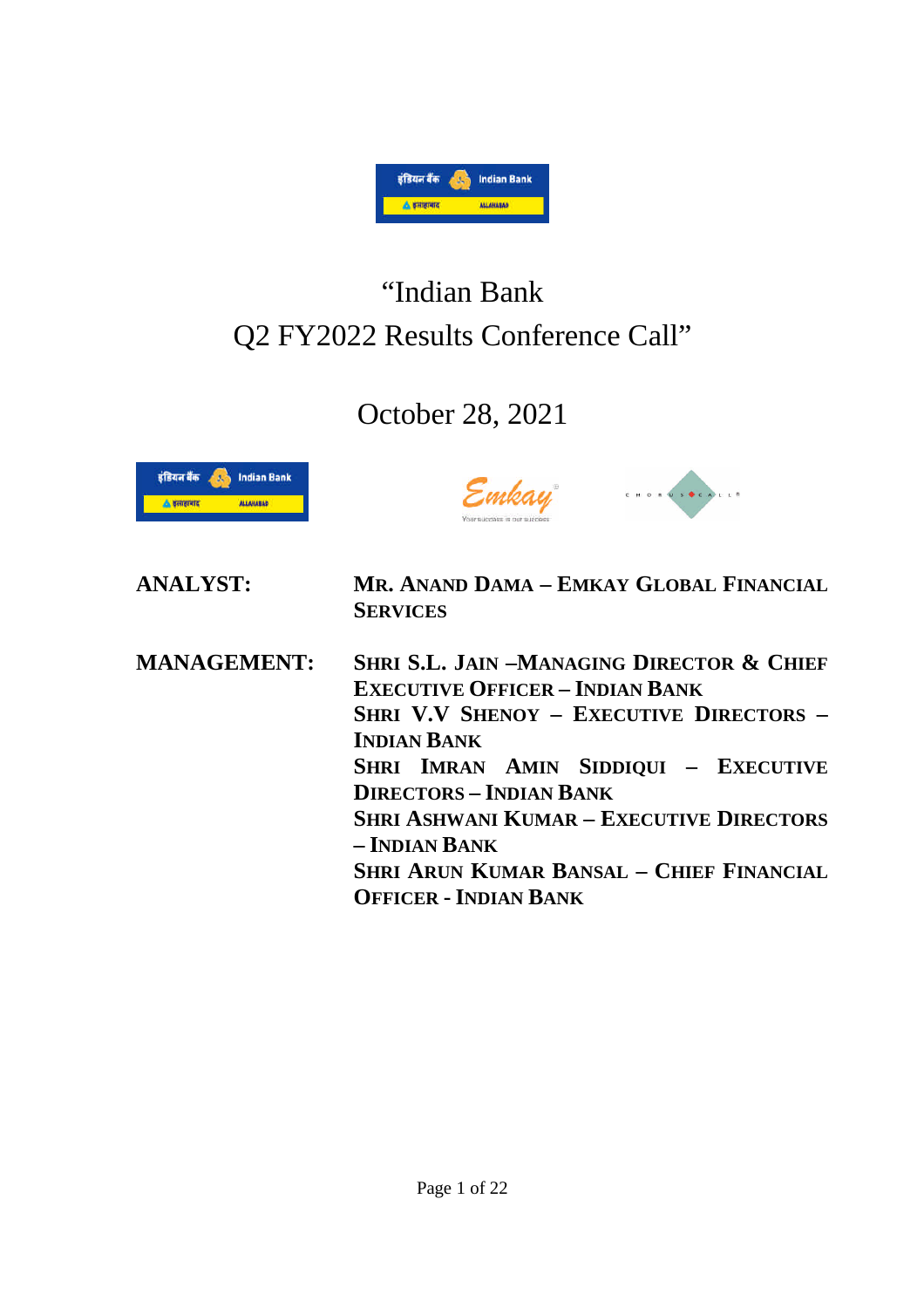# "Indian Bank Q2 FY2022 Results Conference Call"

October 28, 2021

**ANALYST:** **MR. ANAND DAMA – EMKAY GLOBAL FINANCIAL SERVICES**

**MANAGEMENT:** **SHRI S.L. JAIN –MANAGING DIRECTOR & CHIEF EXECUTIVE OFFICER – INDIAN BANK**
**SHRI V.V SHENOY – EXECUTIVE DIRECTORS – INDIAN BANK**
**SHRI IMRAN AMIN SIDDIQUI – EXECUTIVE DIRECTORS – INDIAN BANK**
**SHRI ASHWANI KUMAR – EXECUTIVE DIRECTORS – INDIAN BANK**
**SHRI ARUN KUMAR BANSAL – CHIEF FINANCIAL OFFICER - INDIAN BANK**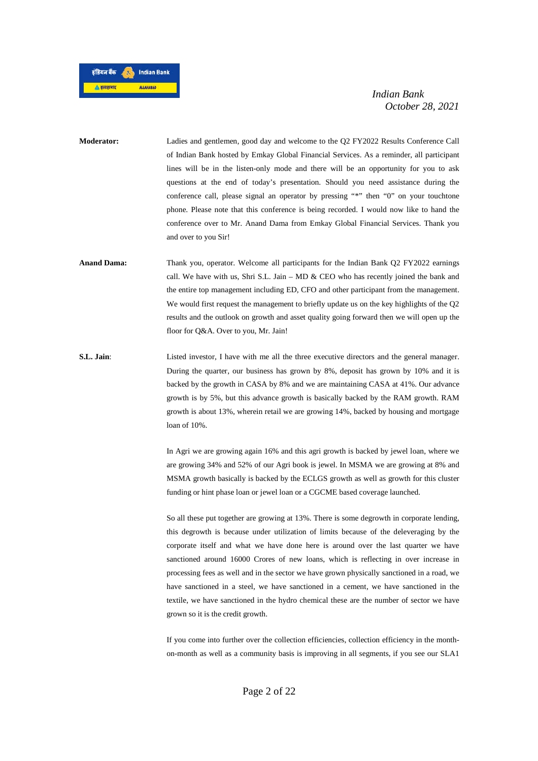**Moderator:** Ladies and gentlemen, good day and welcome to the Q2 FY2022 Results Conference Call of Indian Bank hosted by Emkay Global Financial Services. As a reminder, all participant lines will be in the listen-only mode and there will be an opportunity for you to ask questions at the end of today's presentation. Should you need assistance during the conference call, please signal an operator by pressing "*" then "0" on your touchtone phone. Please note that this conference is being recorded. I would now like to hand the conference over to Mr. Anand Dama from Emkay Global Financial Services. Thank you and over to you Sir!

**Anand Dama:** Thank you, operator. Welcome all participants for the Indian Bank Q2 FY2022 earnings call. We have with us, Shri S.L. Jain – MD & CEO who has recently joined the bank and the entire top management including ED, CFO and other participant from the management. We would first request the management to briefly update us on the key highlights of the Q2 results and the outlook on growth and asset quality going forward then we will open up the floor for Q&A. Over to you, Mr. Jain!

**S.L. Jain**: Listed investor, I have with me all the three executive directors and the general manager. During the quarter, our business has grown by 8%, deposit has grown by 10% and it is backed by the growth in CASA by 8% and we are maintaining CASA at 41%. Our advance growth is by 5%, but this advance growth is basically backed by the RAM growth. RAM growth is about 13%, wherein retail we are growing 14%, backed by housing and mortgage loan of 10%.

In Agri we are growing again 16% and this agri growth is backed by jewel loan, where we are growing 34% and 52% of our Agri book is jewel. In MSMA we are growing at 8% and MSMA growth basically is backed by the ECLGS growth as well as growth for this cluster funding or hint phase loan or jewel loan or a CGCME based coverage launched.

So all these put together are growing at 13%. There is some degrowth in corporate lending, this degrowth is because under utilization of limits because of the deleveraging by the corporate itself and what we have done here is around over the last quarter we have sanctioned around 16000 Crores of new loans, which is reflecting in over increase in processing fees as well and in the sector we have grown physically sanctioned in a road, we have sanctioned in a steel, we have sanctioned in a cement, we have sanctioned in the textile, we have sanctioned in the hydro chemical these are the number of sector we have grown so it is the credit growth.

If you come into further over the collection efficiencies, collection efficiency in the month-on-month as well as a community basis is improving in all segments, if you see our SLA1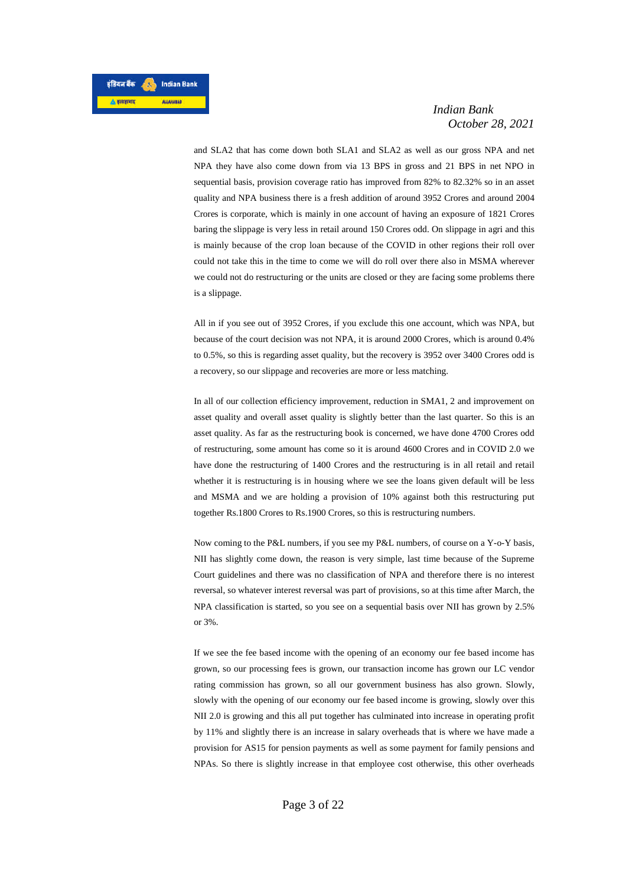and SLA2 that has come down both SLA1 and SLA2 as well as our gross NPA and net NPA they have also come down from via 13 BPS in gross and 21 BPS in net NPO in sequential basis, provision coverage ratio has improved from 82% to 82.32% so in an asset quality and NPA business there is a fresh addition of around 3952 Crores and around 2004 Crores is corporate, which is mainly in one account of having an exposure of 1821 Crores baring the slippage is very less in retail around 150 Crores odd. On slippage in agri and this is mainly because of the crop loan because of the COVID in other regions their roll over could not take this in the time to come we will do roll over there also in MSMA wherever we could not do restructuring or the units are closed or they are facing some problems there is a slippage.

All in if you see out of 3952 Crores, if you exclude this one account, which was NPA, but because of the court decision was not NPA, it is around 2000 Crores, which is around 0.4% to 0.5%, so this is regarding asset quality, but the recovery is 3952 over 3400 Crores odd is a recovery, so our slippage and recoveries are more or less matching.

In all of our collection efficiency improvement, reduction in SMA1, 2 and improvement on asset quality and overall asset quality is slightly better than the last quarter. So this is an asset quality. As far as the restructuring book is concerned, we have done 4700 Crores odd of restructuring, some amount has come so it is around 4600 Crores and in COVID 2.0 we have done the restructuring of 1400 Crores and the restructuring is in all retail and retail whether it is restructuring is in housing where we see the loans given default will be less and MSMA and we are holding a provision of 10% against both this restructuring put together Rs.1800 Crores to Rs.1900 Crores, so this is restructuring numbers.

Now coming to the P&L numbers, if you see my P&L numbers, of course on a Y-o-Y basis, NII has slightly come down, the reason is very simple, last time because of the Supreme Court guidelines and there was no classification of NPA and therefore there is no interest reversal, so whatever interest reversal was part of provisions, so at this time after March, the NPA classification is started, so you see on a sequential basis over NII has grown by 2.5% or 3%.

If we see the fee based income with the opening of an economy our fee based income has grown, so our processing fees is grown, our transaction income has grown our LC vendor rating commission has grown, so all our government business has also grown. Slowly, slowly with the opening of our economy our fee based income is growing, slowly over this NII 2.0 is growing and this all put together has culminated into increase in operating profit by 11% and slightly there is an increase in salary overheads that is where we have made a provision for AS15 for pension payments as well as some payment for family pensions and NPAs. So there is slightly increase in that employee cost otherwise, this other overheads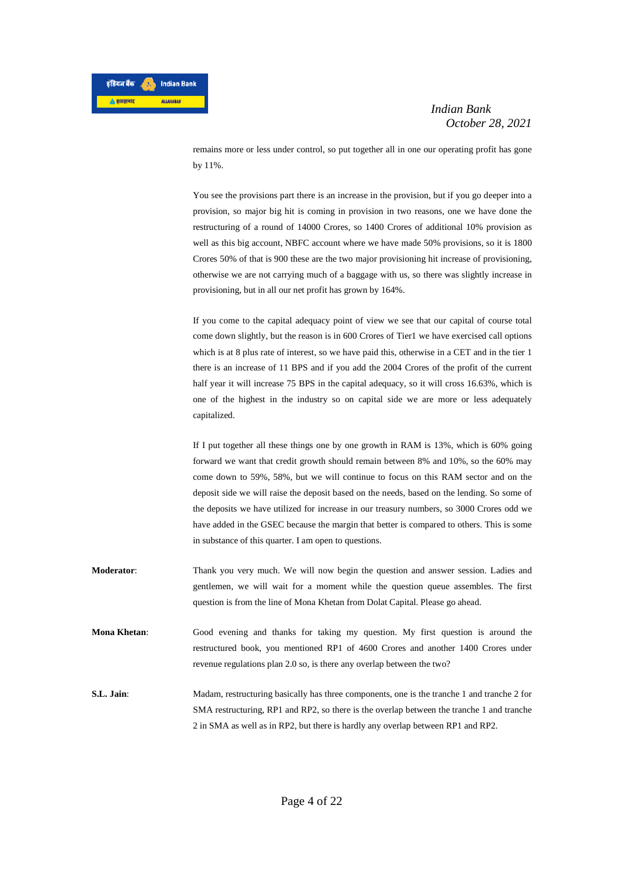remains more or less under control, so put together all in one our operating profit has gone by 11%.

You see the provisions part there is an increase in the provision, but if you go deeper into a provision, so major big hit is coming in provision in two reasons, one we have done the restructuring of a round of 14000 Crores, so 1400 Crores of additional 10% provision as well as this big account, NBFC account where we have made 50% provisions, so it is 1800 Crores 50% of that is 900 these are the two major provisioning hit increase of provisioning, otherwise we are not carrying much of a baggage with us, so there was slightly increase in provisioning, but in all our net profit has grown by 164%.

If you come to the capital adequacy point of view we see that our capital of course total come down slightly, but the reason is in 600 Crores of Tier1 we have exercised call options which is at 8 plus rate of interest, so we have paid this, otherwise in a CET and in the tier 1 there is an increase of 11 BPS and if you add the 2004 Crores of the profit of the current half year it will increase 75 BPS in the capital adequacy, so it will cross 16.63%, which is one of the highest in the industry so on capital side we are more or less adequately capitalized.

If I put together all these things one by one growth in RAM is 13%, which is 60% going forward we want that credit growth should remain between 8% and 10%, so the 60% may come down to 59%, 58%, but we will continue to focus on this RAM sector and on the deposit side we will raise the deposit based on the needs, based on the lending. So some of the deposits we have utilized for increase in our treasury numbers, so 3000 Crores odd we have added in the GSEC because the margin that better is compared to others. This is some in substance of this quarter. I am open to questions.

**Moderator**: Thank you very much. We will now begin the question and answer session. Ladies and gentlemen, we will wait for a moment while the question queue assembles. The first question is from the line of Mona Khetan from Dolat Capital. Please go ahead.

**Mona Khetan**: Good evening and thanks for taking my question. My first question is around the restructured book, you mentioned RP1 of 4600 Crores and another 1400 Crores under revenue regulations plan 2.0 so, is there any overlap between the two?

**S.L. Jain**: Madam, restructuring basically has three components, one is the tranche 1 and tranche 2 for SMA restructuring, RP1 and RP2, so there is the overlap between the tranche 1 and tranche 2 in SMA as well as in RP2, but there is hardly any overlap between RP1 and RP2.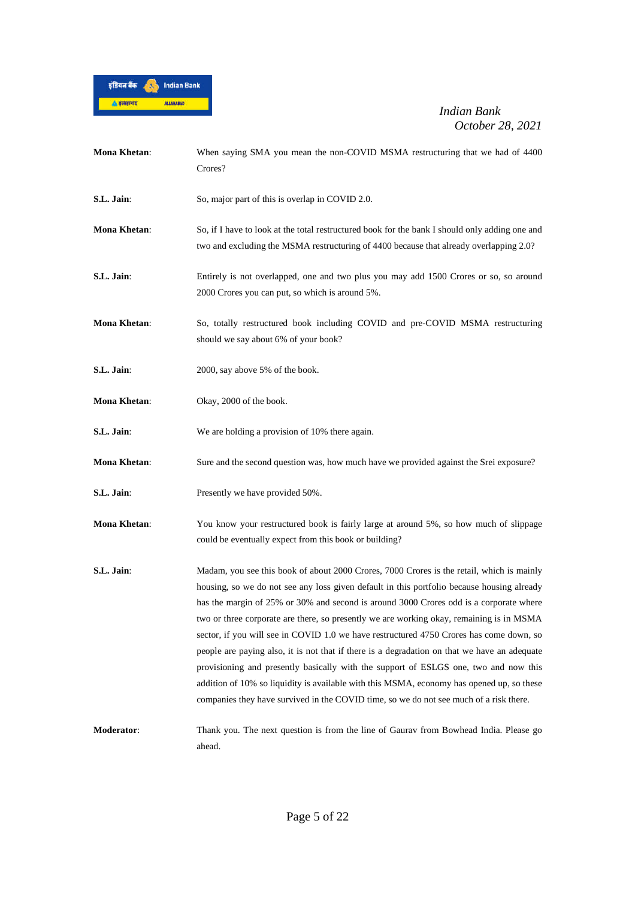**Mona Khetan**: When saying SMA you mean the non-COVID MSMA restructuring that we had of 4400 Crores?

**S.L. Jain**: So, major part of this is overlap in COVID 2.0.

**Mona Khetan**: So, if I have to look at the total restructured book for the bank I should only adding one and two and excluding the MSMA restructuring of 4400 because that already overlapping 2.0?

**S.L. Jain**: Entirely is not overlapped, one and two plus you may add 1500 Crores or so, so around 2000 Crores you can put, so which is around 5%.

**Mona Khetan**: So, totally restructured book including COVID and pre-COVID MSMA restructuring should we say about 6% of your book?

**S.L. Jain**: 2000, say above 5% of the book.

**Mona Khetan**: Okay, 2000 of the book.

**S.L. Jain**: We are holding a provision of 10% there again.

**Mona Khetan**: Sure and the second question was, how much have we provided against the Srei exposure?

**S.L. Jain**: Presently we have provided 50%.

**Mona Khetan**: You know your restructured book is fairly large at around 5%, so how much of slippage could be eventually expect from this book or building?

**S.L. Jain**: Madam, you see this book of about 2000 Crores, 7000 Crores is the retail, which is mainly housing, so we do not see any loss given default in this portfolio because housing already has the margin of 25% or 30% and second is around 3000 Crores odd is a corporate where two or three corporate are there, so presently we are working okay, remaining is in MSMA sector, if you will see in COVID 1.0 we have restructured 4750 Crores has come down, so people are paying also, it is not that if there is a degradation on that we have an adequate provisioning and presently basically with the support of ESLGS one, two and now this addition of 10% so liquidity is available with this MSMA, economy has opened up, so these companies they have survived in the COVID time, so we do not see much of a risk there.

**Moderator**: Thank you. The next question is from the line of Gaurav from Bowhead India. Please go ahead.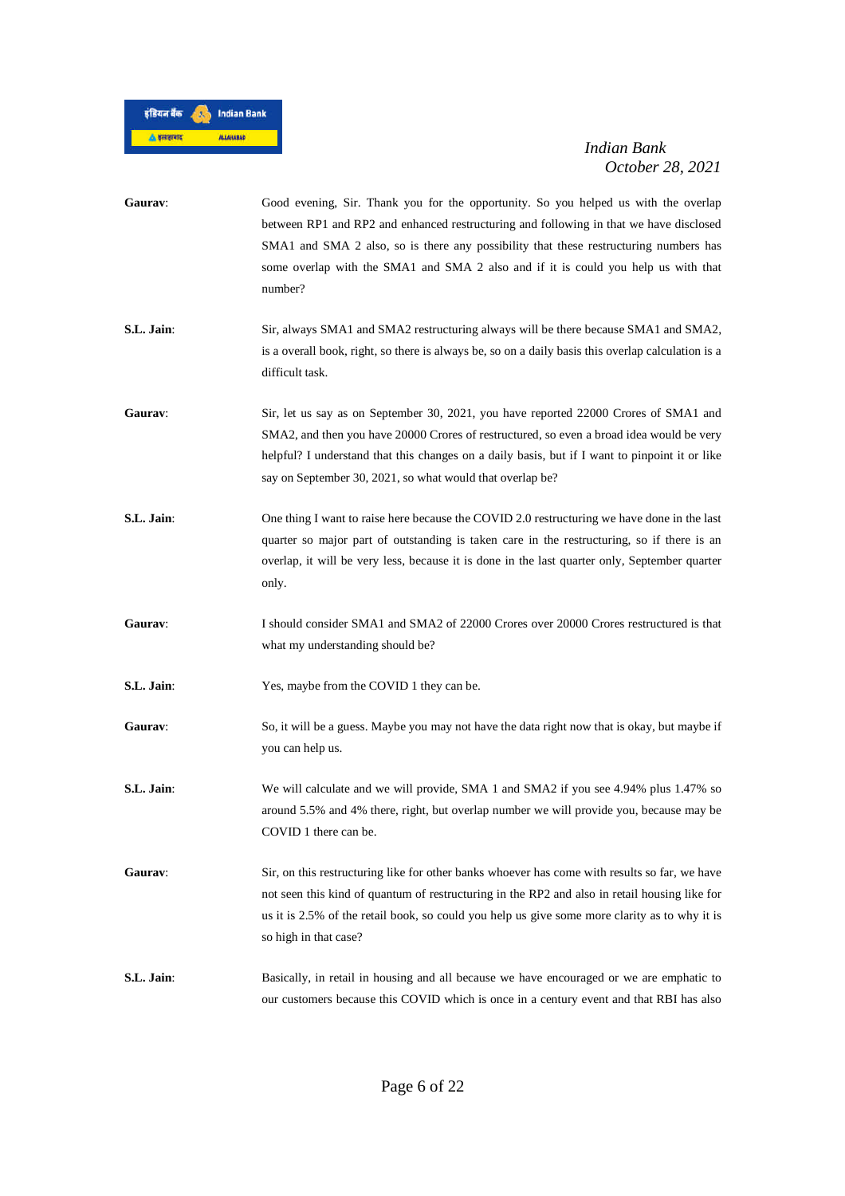**Gaurav**: Good evening, Sir. Thank you for the opportunity. So you helped us with the overlap between RP1 and RP2 and enhanced restructuring and following in that we have disclosed SMA1 and SMA 2 also, so is there any possibility that these restructuring numbers has some overlap with the SMA1 and SMA 2 also and if it is could you help us with that number?

**S.L. Jain**: Sir, always SMA1 and SMA2 restructuring always will be there because SMA1 and SMA2, is a overall book, right, so there is always be, so on a daily basis this overlap calculation is a difficult task.

**Gaurav**: Sir, let us say as on September 30, 2021, you have reported 22000 Crores of SMA1 and SMA2, and then you have 20000 Crores of restructured, so even a broad idea would be very helpful? I understand that this changes on a daily basis, but if I want to pinpoint it or like say on September 30, 2021, so what would that overlap be?

**S.L. Jain**: One thing I want to raise here because the COVID 2.0 restructuring we have done in the last quarter so major part of outstanding is taken care in the restructuring, so if there is an overlap, it will be very less, because it is done in the last quarter only, September quarter only.

**Gaurav**: I should consider SMA1 and SMA2 of 22000 Crores over 20000 Crores restructured is that what my understanding should be?

**S.L. Jain**: Yes, maybe from the COVID 1 they can be.

**Gaurav**: So, it will be a guess. Maybe you may not have the data right now that is okay, but maybe if you can help us.

**S.L. Jain**: We will calculate and we will provide, SMA 1 and SMA2 if you see 4.94% plus 1.47% so around 5.5% and 4% there, right, but overlap number we will provide you, because may be COVID 1 there can be.

**Gaurav**: Sir, on this restructuring like for other banks whoever has come with results so far, we have not seen this kind of quantum of restructuring in the RP2 and also in retail housing like for us it is 2.5% of the retail book, so could you help us give some more clarity as to why it is so high in that case?

**S.L. Jain**: Basically, in retail in housing and all because we have encouraged or we are emphatic to our customers because this COVID which is once in a century event and that RBI has also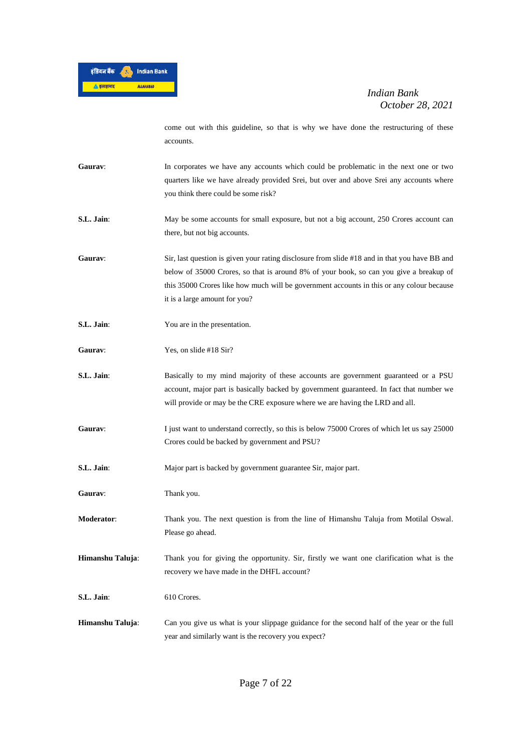come out with this guideline, so that is why we have done the restructuring of these accounts.

**Gaurav**: In corporates we have any accounts which could be problematic in the next one or two quarters like we have already provided Srei, but over and above Srei any accounts where you think there could be some risk?

**S.L. Jain**: May be some accounts for small exposure, but not a big account, 250 Crores account can there, but not big accounts.

**Gaurav**: Sir, last question is given your rating disclosure from slide #18 and in that you have BB and below of 35000 Crores, so that is around 8% of your book, so can you give a breakup of this 35000 Crores like how much will be government accounts in this or any colour because it is a large amount for you?

**S.L. Jain**: You are in the presentation.

**Gaurav**: Yes, on slide #18 Sir?

**S.L. Jain**: Basically to my mind majority of these accounts are government guaranteed or a PSU account, major part is basically backed by government guaranteed. In fact that number we will provide or may be the CRE exposure where we are having the LRD and all.

**Gaurav**: I just want to understand correctly, so this is below 75000 Crores of which let us say 25000 Crores could be backed by government and PSU?

**S.L. Jain**: Major part is backed by government guarantee Sir, major part.

**Gaurav**: Thank you.

**Moderator**: Thank you. The next question is from the line of Himanshu Taluja from Motilal Oswal. Please go ahead.

**Himanshu Taluja**: Thank you for giving the opportunity. Sir, firstly we want one clarification what is the recovery we have made in the DHFL account?

**S.L. Jain**: 610 Crores.

**Himanshu Taluja**: Can you give us what is your slippage guidance for the second half of the year or the full year and similarly want is the recovery you expect?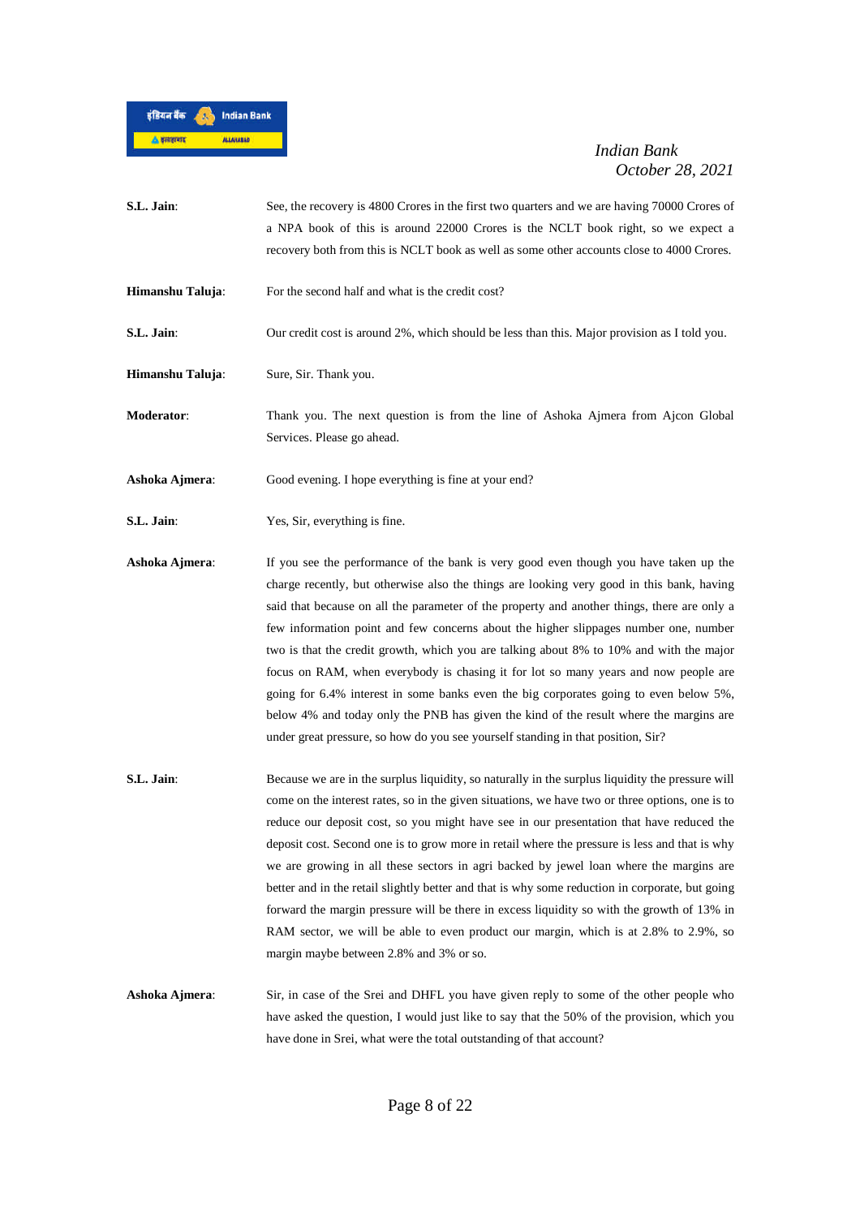**S.L. Jain**: See, the recovery is 4800 Crores in the first two quarters and we are having 70000 Crores of a NPA book of this is around 22000 Crores is the NCLT book right, so we expect a recovery both from this is NCLT book as well as some other accounts close to 4000 Crores.

**Himanshu Taluja**: For the second half and what is the credit cost?

**S.L. Jain**: Our credit cost is around 2%, which should be less than this. Major provision as I told you.

**Himanshu Taluja**: Sure, Sir. Thank you.

**Moderator**: Thank you. The next question is from the line of Ashoka Ajmera from Ajcon Global Services. Please go ahead.

**Ashoka Ajmera**: Good evening. I hope everything is fine at your end?

**S.L. Jain**: Yes, Sir, everything is fine.

**Ashoka Ajmera**: If you see the performance of the bank is very good even though you have taken up the charge recently, but otherwise also the things are looking very good in this bank, having said that because on all the parameter of the property and another things, there are only a few information point and few concerns about the higher slippages number one, number two is that the credit growth, which you are talking about 8% to 10% and with the major focus on RAM, when everybody is chasing it for lot so many years and now people are going for 6.4% interest in some banks even the big corporates going to even below 5%, below 4% and today only the PNB has given the kind of the result where the margins are under great pressure, so how do you see yourself standing in that position, Sir?

**S.L. Jain**: Because we are in the surplus liquidity, so naturally in the surplus liquidity the pressure will come on the interest rates, so in the given situations, we have two or three options, one is to reduce our deposit cost, so you might have see in our presentation that have reduced the deposit cost. Second one is to grow more in retail where the pressure is less and that is why we are growing in all these sectors in agri backed by jewel loan where the margins are better and in the retail slightly better and that is why some reduction in corporate, but going forward the margin pressure will be there in excess liquidity so with the growth of 13% in RAM sector, we will be able to even product our margin, which is at 2.8% to 2.9%, so margin maybe between 2.8% and 3% or so.

**Ashoka Ajmera**: Sir, in case of the Srei and DHFL you have given reply to some of the other people who have asked the question, I would just like to say that the 50% of the provision, which you have done in Srei, what were the total outstanding of that account?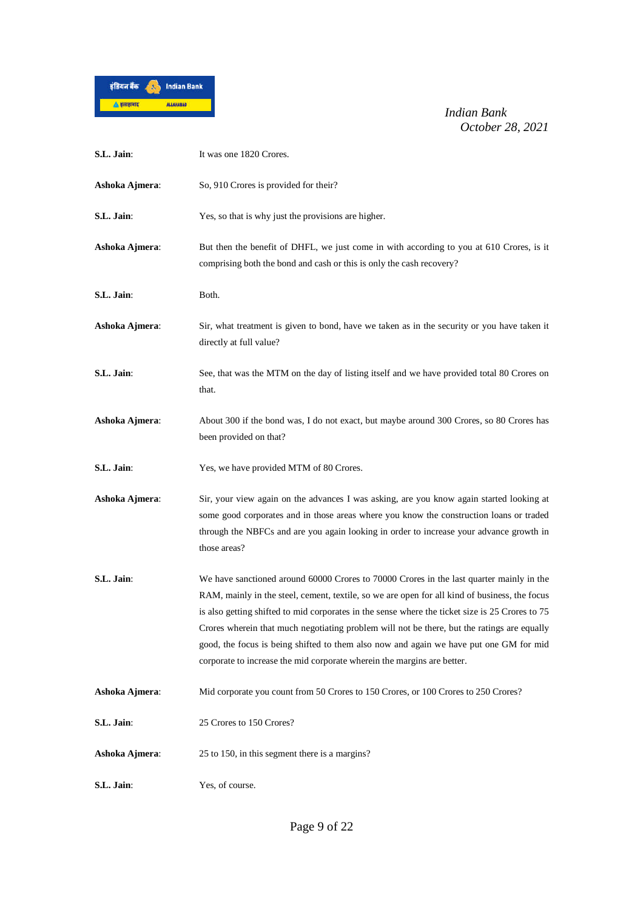**S.L. Jain**: It was one 1820 Crores.

**Ashoka Ajmera**: So, 910 Crores is provided for their?

**S.L. Jain**: Yes, so that is why just the provisions are higher.

**Ashoka Ajmera**: But then the benefit of DHFL, we just come in with according to you at 610 Crores, is it comprising both the bond and cash or this is only the cash recovery?

**S.L. Jain**: Both.

**Ashoka Ajmera**: Sir, what treatment is given to bond, have we taken as in the security or you have taken it directly at full value?

**S.L. Jain**: See, that was the MTM on the day of listing itself and we have provided total 80 Crores on that.

**Ashoka Ajmera**: About 300 if the bond was, I do not exact, but maybe around 300 Crores, so 80 Crores has been provided on that?

**S.L. Jain**: Yes, we have provided MTM of 80 Crores.

**Ashoka Ajmera**: Sir, your view again on the advances I was asking, are you know again started looking at some good corporates and in those areas where you know the construction loans or traded through the NBFCs and are you again looking in order to increase your advance growth in those areas?

**S.L. Jain**: We have sanctioned around 60000 Crores to 70000 Crores in the last quarter mainly in the RAM, mainly in the steel, cement, textile, so we are open for all kind of business, the focus is also getting shifted to mid corporates in the sense where the ticket size is 25 Crores to 75 Crores wherein that much negotiating problem will not be there, but the ratings are equally good, the focus is being shifted to them also now and again we have put one GM for mid corporate to increase the mid corporate wherein the margins are better.

**Ashoka Ajmera**: Mid corporate you count from 50 Crores to 150 Crores, or 100 Crores to 250 Crores?

**S.L. Jain**: 25 Crores to 150 Crores?

**Ashoka Ajmera**: 25 to 150, in this segment there is a margins?

**S.L. Jain**: Yes, of course.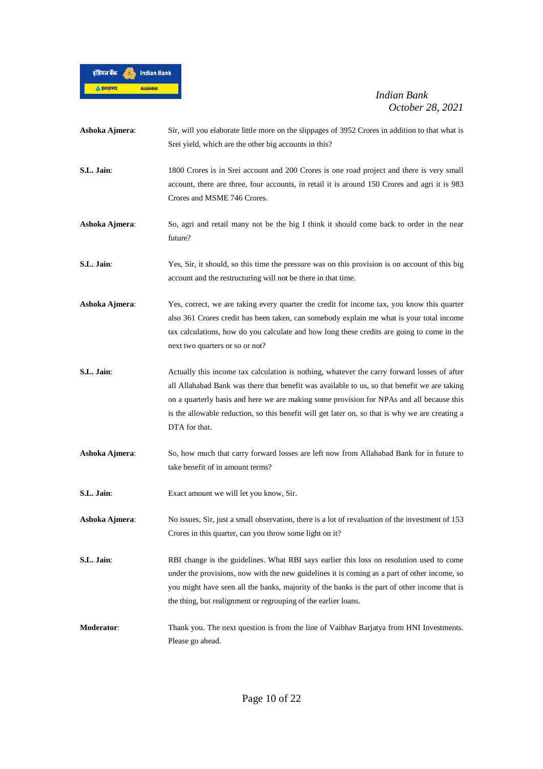**Ashoka Ajmera**: Sir, will you elaborate little more on the slippages of 3952 Crores in addition to that what is Srei yield, which are the other big accounts in this?

**S.L. Jain**: 1800 Crores is in Srei account and 200 Crores is one road project and there is very small account, there are three, four accounts, in retail it is around 150 Crores and agri it is 983 Crores and MSME 746 Crores.

**Ashoka Ajmera**: So, agri and retail many not be the big I think it should come back to order in the near future?

**S.L. Jain**: Yes, Sir, it should, so this time the pressure was on this provision is on account of this big account and the restructuring will not be there in that time.

**Ashoka Ajmera**: Yes, correct, we are taking every quarter the credit for income tax, you know this quarter also 361 Crores credit has been taken, can somebody explain me what is your total income tax calculations, how do you calculate and how long these credits are going to come in the next two quarters or so or not?

**S.L. Jain**: Actually this income tax calculation is nothing, whatever the carry forward losses of after all Allahabad Bank was there that benefit was available to us, so that benefit we are taking on a quarterly basis and here we are making some provision for NPAs and all because this is the allowable reduction, so this benefit will get later on, so that is why we are creating a DTA for that.

**Ashoka Ajmera**: So, how much that carry forward losses are left now from Allahabad Bank for in future to take benefit of in amount terms?

**S.L. Jain**: Exact amount we will let you know, Sir.

**Ashoka Ajmera**: No issues, Sir, just a small observation, there is a lot of revaluation of the investment of 153 Crores in this quarter, can you throw some light on it?

**S.L. Jain**: RBI change is the guidelines. What RBI says earlier this loss on resolution used to come under the provisions, now with the new guidelines it is coming as a part of other income, so you might have seen all the banks, majority of the banks is the part of other income that is the thing, but realignment or regrouping of the earlier loans.

**Moderator**: Thank you. The next question is from the line of Vaibhav Barjatya from HNI Investments. Please go ahead.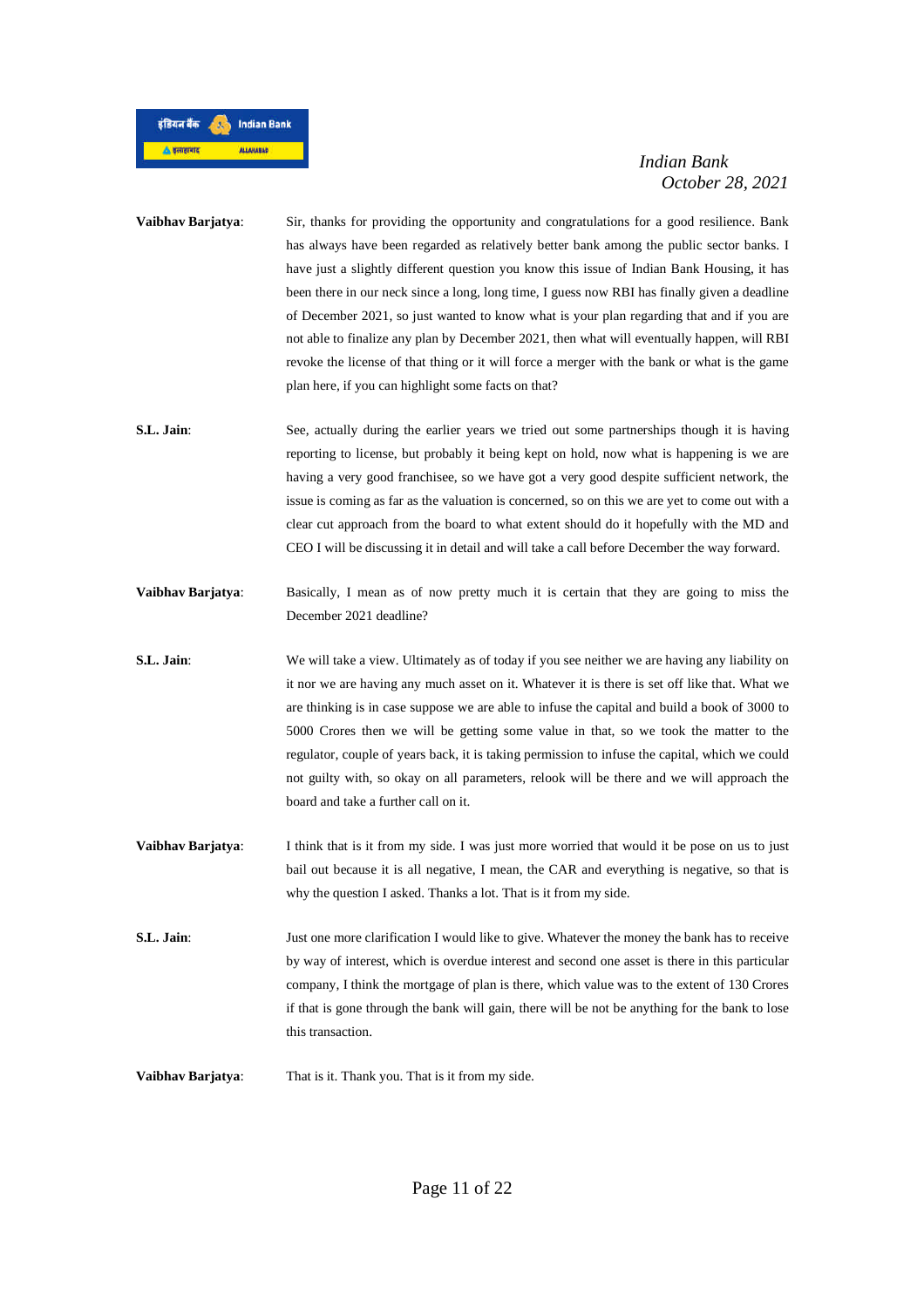**Vaibhav Barjatya**: Sir, thanks for providing the opportunity and congratulations for a good resilience. Bank has always have been regarded as relatively better bank among the public sector banks. I have just a slightly different question you know this issue of Indian Bank Housing, it has been there in our neck since a long, long time, I guess now RBI has finally given a deadline of December 2021, so just wanted to know what is your plan regarding that and if you are not able to finalize any plan by December 2021, then what will eventually happen, will RBI revoke the license of that thing or it will force a merger with the bank or what is the game plan here, if you can highlight some facts on that?

**S.L. Jain**: See, actually during the earlier years we tried out some partnerships though it is having reporting to license, but probably it being kept on hold, now what is happening is we are having a very good franchisee, so we have got a very good despite sufficient network, the issue is coming as far as the valuation is concerned, so on this we are yet to come out with a clear cut approach from the board to what extent should do it hopefully with the MD and CEO I will be discussing it in detail and will take a call before December the way forward.

**Vaibhav Barjatya**: Basically, I mean as of now pretty much it is certain that they are going to miss the December 2021 deadline?

**S.L. Jain**: We will take a view. Ultimately as of today if you see neither we are having any liability on it nor we are having any much asset on it. Whatever it is there is set off like that. What we are thinking is in case suppose we are able to infuse the capital and build a book of 3000 to 5000 Crores then we will be getting some value in that, so we took the matter to the regulator, couple of years back, it is taking permission to infuse the capital, which we could not guilty with, so okay on all parameters, relook will be there and we will approach the board and take a further call on it.

**Vaibhav Barjatya**: I think that is it from my side. I was just more worried that would it be pose on us to just bail out because it is all negative, I mean, the CAR and everything is negative, so that is why the question I asked. Thanks a lot. That is it from my side.

**S.L. Jain**: Just one more clarification I would like to give. Whatever the money the bank has to receive by way of interest, which is overdue interest and second one asset is there in this particular company, I think the mortgage of plan is there, which value was to the extent of 130 Crores if that is gone through the bank will gain, there will be not be anything for the bank to lose this transaction.

**Vaibhav Barjatya**: That is it. Thank you. That is it from my side.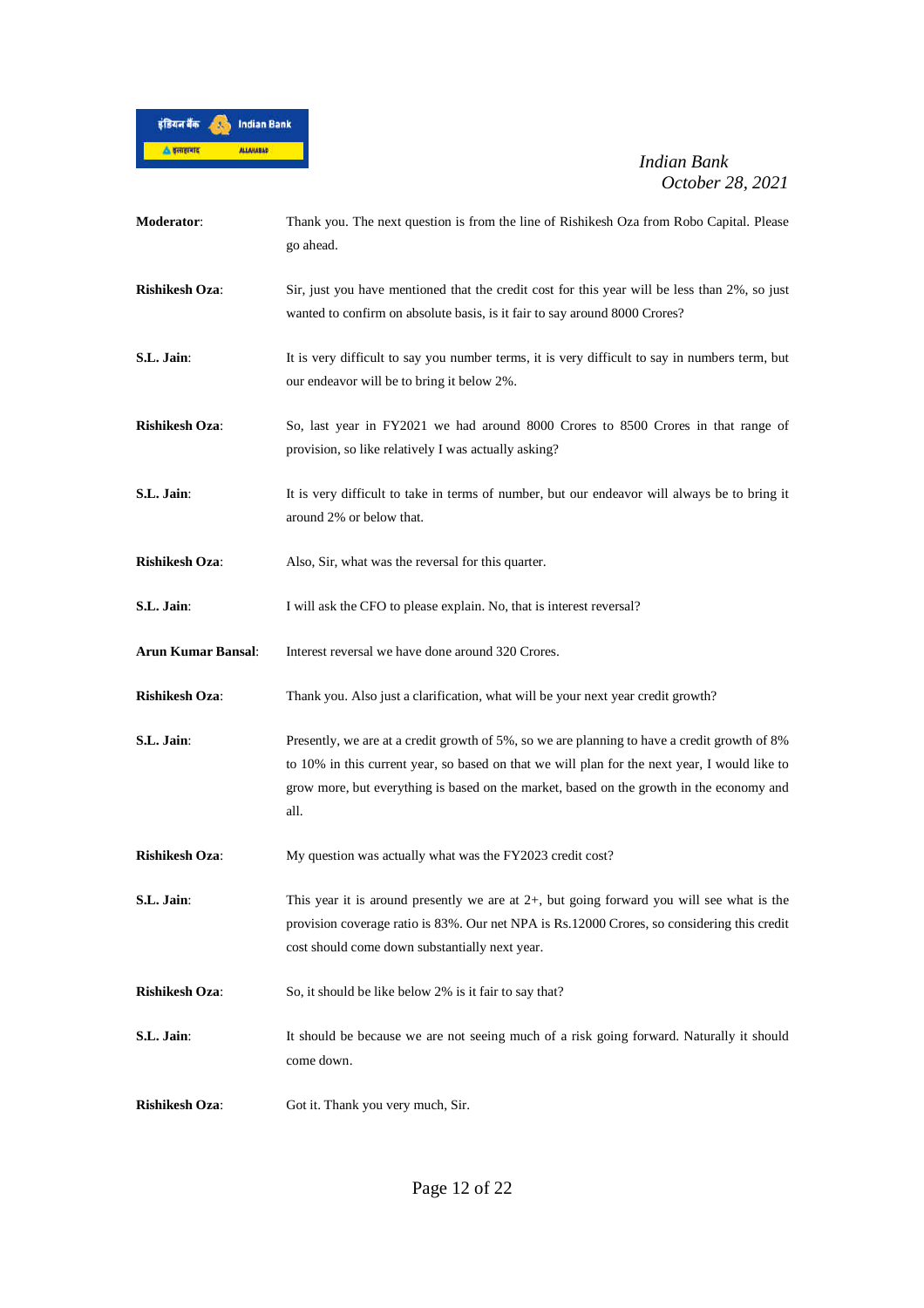**Moderator**: Thank you. The next question is from the line of Rishikesh Oza from Robo Capital. Please go ahead.

**Rishikesh Oza**: Sir, just you have mentioned that the credit cost for this year will be less than 2%, so just wanted to confirm on absolute basis, is it fair to say around 8000 Crores?

**S.L. Jain**: It is very difficult to say you number terms, it is very difficult to say in numbers term, but our endeavor will be to bring it below 2%.

**Rishikesh Oza**: So, last year in FY2021 we had around 8000 Crores to 8500 Crores in that range of provision, so like relatively I was actually asking?

**S.L. Jain**: It is very difficult to take in terms of number, but our endeavor will always be to bring it around 2% or below that.

**Rishikesh Oza**: Also, Sir, what was the reversal for this quarter.

**S.L. Jain**: I will ask the CFO to please explain. No, that is interest reversal?

**Arun Kumar Bansal**: Interest reversal we have done around 320 Crores.

**Rishikesh Oza**: Thank you. Also just a clarification, what will be your next year credit growth?

**S.L. Jain**: Presently, we are at a credit growth of 5%, so we are planning to have a credit growth of 8% to 10% in this current year, so based on that we will plan for the next year, I would like to grow more, but everything is based on the market, based on the growth in the economy and all.

**Rishikesh Oza**: My question was actually what was the FY2023 credit cost?

**S.L. Jain**: This year it is around presently we are at 2+, but going forward you will see what is the provision coverage ratio is 83%. Our net NPA is Rs.12000 Crores, so considering this credit cost should come down substantially next year.

**Rishikesh Oza**: So, it should be like below 2% is it fair to say that?

**S.L. Jain**: It should be because we are not seeing much of a risk going forward. Naturally it should come down.

**Rishikesh Oza**: Got it. Thank you very much, Sir.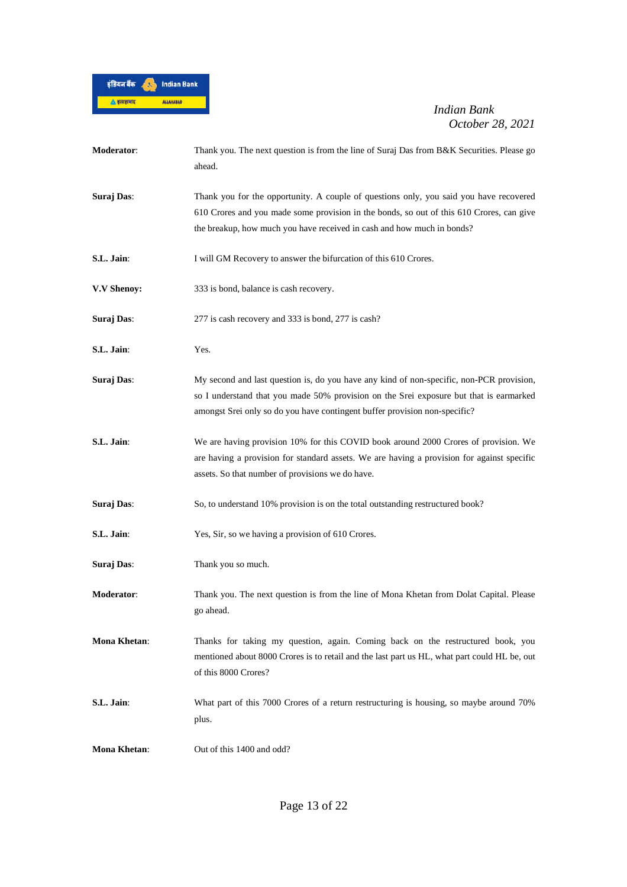**Moderator**: Thank you. The next question is from the line of Suraj Das from B&K Securities. Please go ahead.

**Suraj Das**: Thank you for the opportunity. A couple of questions only, you said you have recovered 610 Crores and you made some provision in the bonds, so out of this 610 Crores, can give the breakup, how much you have received in cash and how much in bonds?

**S.L. Jain**: I will GM Recovery to answer the bifurcation of this 610 Crores.

**V.V Shenoy:** 333 is bond, balance is cash recovery.

**Suraj Das**: 277 is cash recovery and 333 is bond, 277 is cash?

**S.L. Jain**: Yes.

**Suraj Das**: My second and last question is, do you have any kind of non-specific, non-PCR provision, so I understand that you made 50% provision on the Srei exposure but that is earmarked amongst Srei only so do you have contingent buffer provision non-specific?

**S.L. Jain**: We are having provision 10% for this COVID book around 2000 Crores of provision. We are having a provision for standard assets. We are having a provision for against specific assets. So that number of provisions we do have.

**Suraj Das**: So, to understand 10% provision is on the total outstanding restructured book?

**S.L. Jain**: Yes, Sir, so we having a provision of 610 Crores.

**Suraj Das**: Thank you so much.

**Moderator**: Thank you. The next question is from the line of Mona Khetan from Dolat Capital. Please go ahead.

**Mona Khetan**: Thanks for taking my question, again. Coming back on the restructured book, you mentioned about 8000 Crores is to retail and the last part us HL, what part could HL be, out of this 8000 Crores?

**S.L. Jain**: What part of this 7000 Crores of a return restructuring is housing, so maybe around 70% plus.

**Mona Khetan**: Out of this 1400 and odd?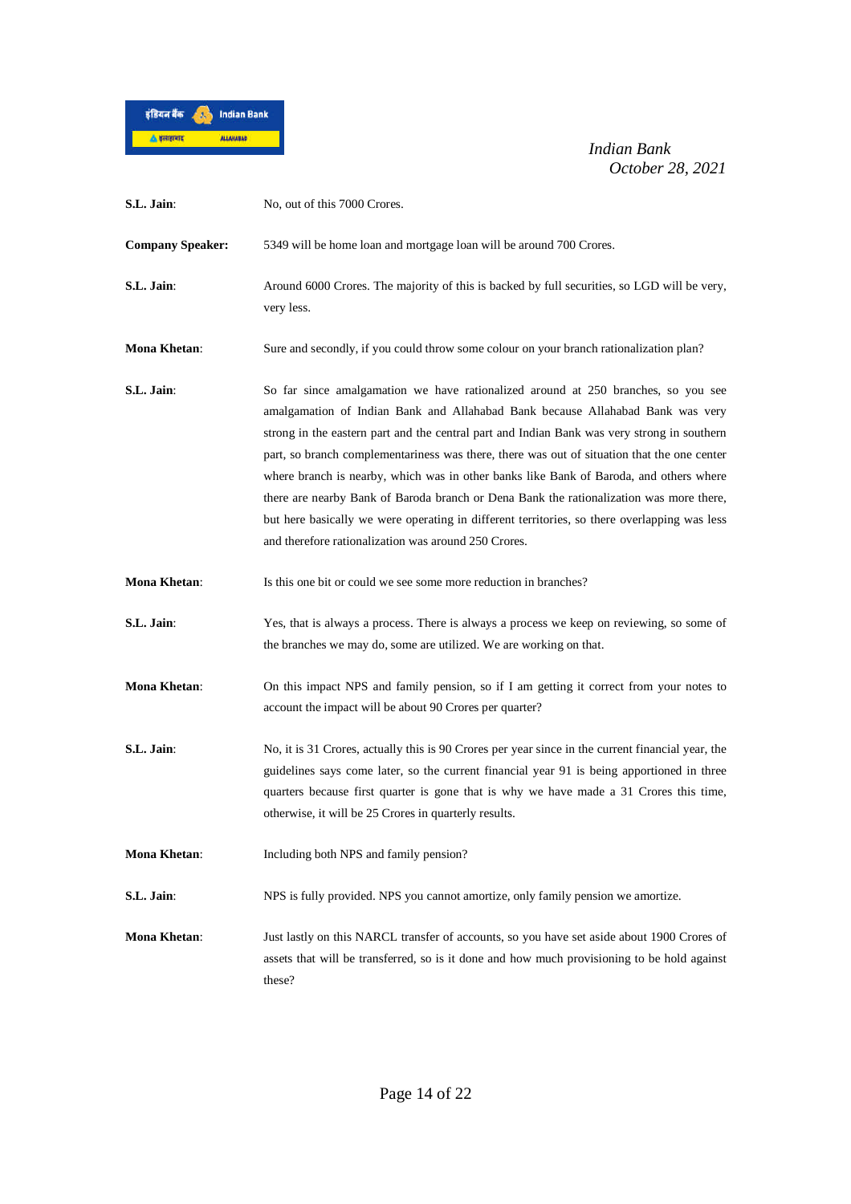**S.L. Jain**: No, out of this 7000 Crores.

**Company Speaker:** 5349 will be home loan and mortgage loan will be around 700 Crores.

**S.L. Jain**: Around 6000 Crores. The majority of this is backed by full securities, so LGD will be very, very less.

**Mona Khetan**: Sure and secondly, if you could throw some colour on your branch rationalization plan?

**S.L. Jain**: So far since amalgamation we have rationalized around at 250 branches, so you see amalgamation of Indian Bank and Allahabad Bank because Allahabad Bank was very strong in the eastern part and the central part and Indian Bank was very strong in southern part, so branch complementariness was there, there was out of situation that the one center where branch is nearby, which was in other banks like Bank of Baroda, and others where there are nearby Bank of Baroda branch or Dena Bank the rationalization was more there, but here basically we were operating in different territories, so there overlapping was less and therefore rationalization was around 250 Crores.

**Mona Khetan**: Is this one bit or could we see some more reduction in branches?

**S.L. Jain**: Yes, that is always a process. There is always a process we keep on reviewing, so some of the branches we may do, some are utilized. We are working on that.

**Mona Khetan**: On this impact NPS and family pension, so if I am getting it correct from your notes to account the impact will be about 90 Crores per quarter?

**S.L. Jain**: No, it is 31 Crores, actually this is 90 Crores per year since in the current financial year, the guidelines says come later, so the current financial year 91 is being apportioned in three quarters because first quarter is gone that is why we have made a 31 Crores this time, otherwise, it will be 25 Crores in quarterly results.

**Mona Khetan**: Including both NPS and family pension?

**S.L. Jain**: NPS is fully provided. NPS you cannot amortize, only family pension we amortize.

**Mona Khetan**: Just lastly on this NARCL transfer of accounts, so you have set aside about 1900 Crores of assets that will be transferred, so is it done and how much provisioning to be hold against these?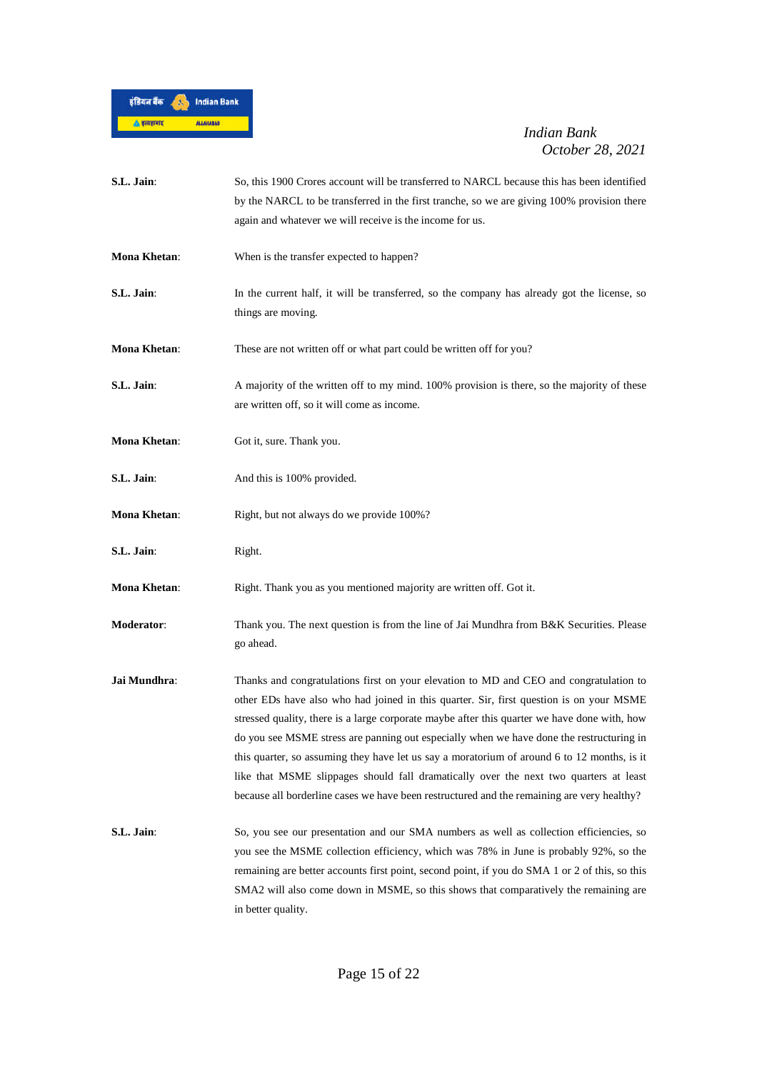**S.L. Jain**: So, this 1900 Crores account will be transferred to NARCL because this has been identified by the NARCL to be transferred in the first tranche, so we are giving 100% provision there again and whatever we will receive is the income for us.

**Mona Khetan**: When is the transfer expected to happen?

**S.L. Jain**: In the current half, it will be transferred, so the company has already got the license, so things are moving.

**Mona Khetan**: These are not written off or what part could be written off for you?

**S.L. Jain**: A majority of the written off to my mind. 100% provision is there, so the majority of these are written off, so it will come as income.

**Mona Khetan**: Got it, sure. Thank you.

**S.L. Jain**: And this is 100% provided.

**Mona Khetan**: Right, but not always do we provide 100%?

**S.L. Jain**: Right.

**Mona Khetan**: Right. Thank you as you mentioned majority are written off. Got it.

**Moderator**: Thank you. The next question is from the line of Jai Mundhra from B&K Securities. Please go ahead.

**Jai Mundhra**: Thanks and congratulations first on your elevation to MD and CEO and congratulation to other EDs have also who had joined in this quarter. Sir, first question is on your MSME stressed quality, there is a large corporate maybe after this quarter we have done with, how do you see MSME stress are panning out especially when we have done the restructuring in this quarter, so assuming they have let us say a moratorium of around 6 to 12 months, is it like that MSME slippages should fall dramatically over the next two quarters at least because all borderline cases we have been restructured and the remaining are very healthy?

**S.L. Jain**: So, you see our presentation and our SMA numbers as well as collection efficiencies, so you see the MSME collection efficiency, which was 78% in June is probably 92%, so the remaining are better accounts first point, second point, if you do SMA 1 or 2 of this, so this SMA2 will also come down in MSME, so this shows that comparatively the remaining are in better quality.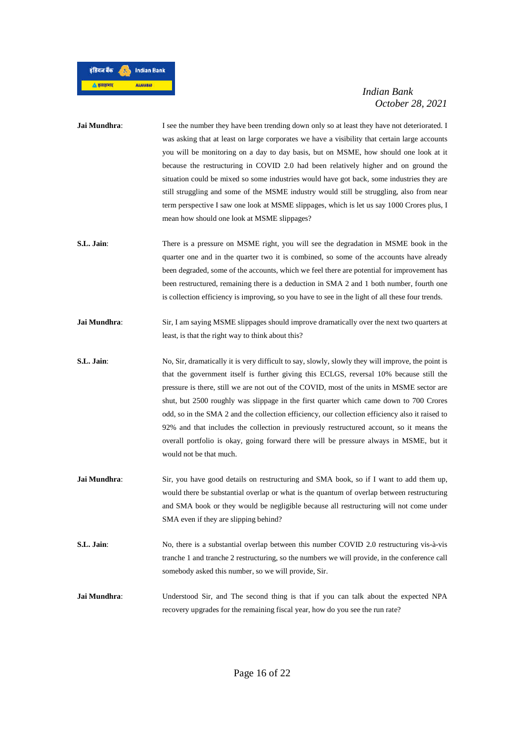**Jai Mundhra**: I see the number they have been trending down only so at least they have not deteriorated. I was asking that at least on large corporates we have a visibility that certain large accounts you will be monitoring on a day to day basis, but on MSME, how should one look at it because the restructuring in COVID 2.0 had been relatively higher and on ground the situation could be mixed so some industries would have got back, some industries they are still struggling and some of the MSME industry would still be struggling, also from near term perspective I saw one look at MSME slippages, which is let us say 1000 Crores plus, I mean how should one look at MSME slippages?

**S.L. Jain**: There is a pressure on MSME right, you will see the degradation in MSME book in the quarter one and in the quarter two it is combined, so some of the accounts have already been degraded, some of the accounts, which we feel there are potential for improvement has been restructured, remaining there is a deduction in SMA 2 and 1 both number, fourth one is collection efficiency is improving, so you have to see in the light of all these four trends.

**Jai Mundhra**: Sir, I am saying MSME slippages should improve dramatically over the next two quarters at least, is that the right way to think about this?

**S.L. Jain**: No, Sir, dramatically it is very difficult to say, slowly, slowly they will improve, the point is that the government itself is further giving this ECLGS, reversal 10% because still the pressure is there, still we are not out of the COVID, most of the units in MSME sector are shut, but 2500 roughly was slippage in the first quarter which came down to 700 Crores odd, so in the SMA 2 and the collection efficiency, our collection efficiency also it raised to 92% and that includes the collection in previously restructured account, so it means the overall portfolio is okay, going forward there will be pressure always in MSME, but it would not be that much.

**Jai Mundhra**: Sir, you have good details on restructuring and SMA book, so if I want to add them up, would there be substantial overlap or what is the quantum of overlap between restructuring and SMA book or they would be negligible because all restructuring will not come under SMA even if they are slipping behind?

**S.L. Jain**: No, there is a substantial overlap between this number COVID 2.0 restructuring vis-à-vis tranche 1 and tranche 2 restructuring, so the numbers we will provide, in the conference call somebody asked this number, so we will provide, Sir.

**Jai Mundhra**: Understood Sir, and The second thing is that if you can talk about the expected NPA recovery upgrades for the remaining fiscal year, how do you see the run rate?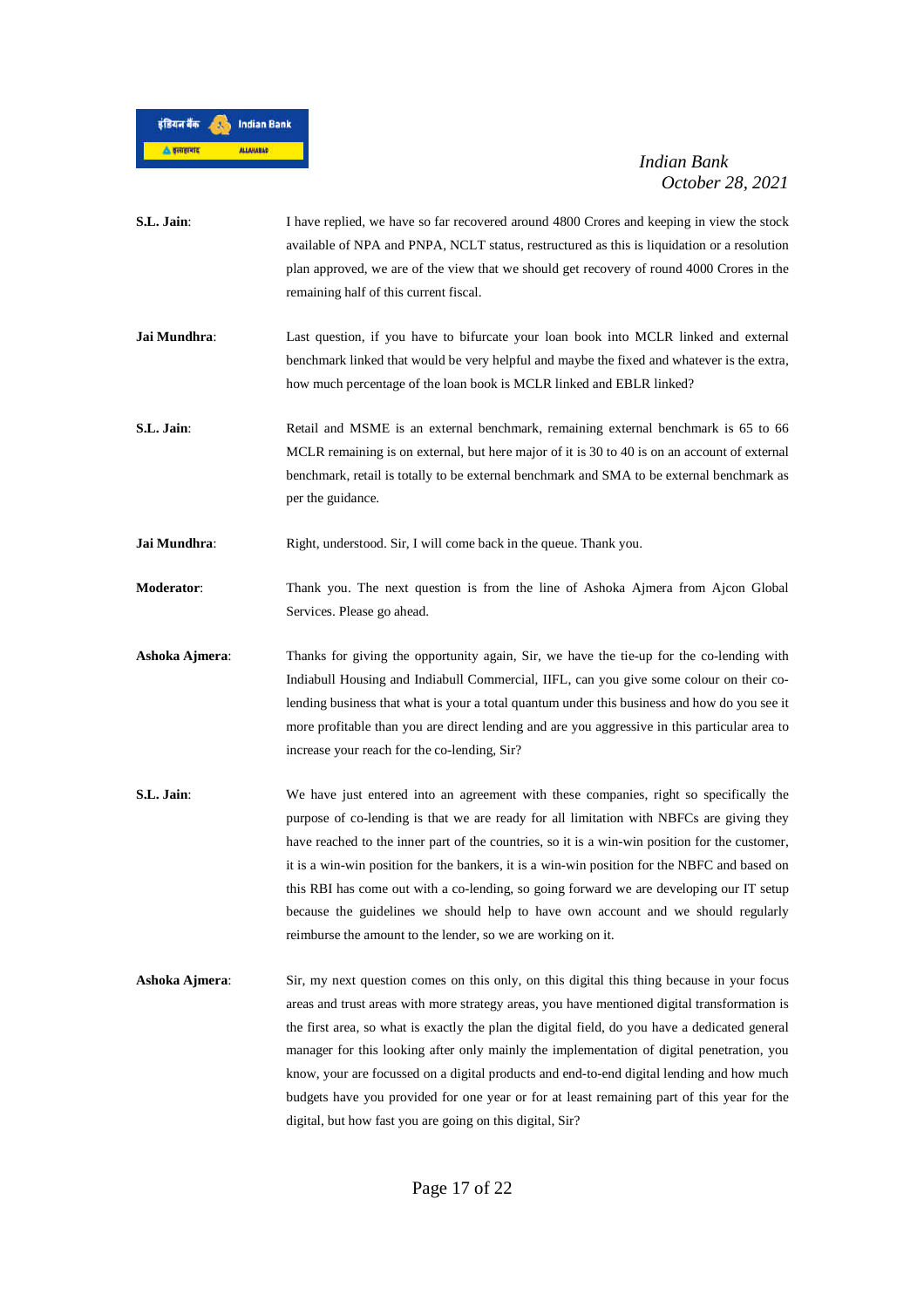**S.L. Jain**: I have replied, we have so far recovered around 4800 Crores and keeping in view the stock available of NPA and PNPA, NCLT status, restructured as this is liquidation or a resolution plan approved, we are of the view that we should get recovery of round 4000 Crores in the remaining half of this current fiscal.

**Jai Mundhra**: Last question, if you have to bifurcate your loan book into MCLR linked and external benchmark linked that would be very helpful and maybe the fixed and whatever is the extra, how much percentage of the loan book is MCLR linked and EBLR linked?

**S.L. Jain**: Retail and MSME is an external benchmark, remaining external benchmark is 65 to 66 MCLR remaining is on external, but here major of it is 30 to 40 is on an account of external benchmark, retail is totally to be external benchmark and SMA to be external benchmark as per the guidance.

**Jai Mundhra**: Right, understood. Sir, I will come back in the queue. Thank you.

**Moderator**: Thank you. The next question is from the line of Ashoka Ajmera from Ajcon Global Services. Please go ahead.

**Ashoka Ajmera**: Thanks for giving the opportunity again, Sir, we have the tie-up for the co-lending with Indiabull Housing and Indiabull Commercial, IIFL, can you give some colour on their co-lending business that what is your a total quantum under this business and how do you see it more profitable than you are direct lending and are you aggressive in this particular area to increase your reach for the co-lending, Sir?

**S.L. Jain**: We have just entered into an agreement with these companies, right so specifically the purpose of co-lending is that we are ready for all limitation with NBFCs are giving they have reached to the inner part of the countries, so it is a win-win position for the customer, it is a win-win position for the bankers, it is a win-win position for the NBFC and based on this RBI has come out with a co-lending, so going forward we are developing our IT setup because the guidelines we should help to have own account and we should regularly reimburse the amount to the lender, so we are working on it.

**Ashoka Ajmera**: Sir, my next question comes on this only, on this digital this thing because in your focus areas and trust areas with more strategy areas, you have mentioned digital transformation is the first area, so what is exactly the plan the digital field, do you have a dedicated general manager for this looking after only mainly the implementation of digital penetration, you know, your are focussed on a digital products and end-to-end digital lending and how much budgets have you provided for one year or for at least remaining part of this year for the digital, but how fast you are going on this digital, Sir?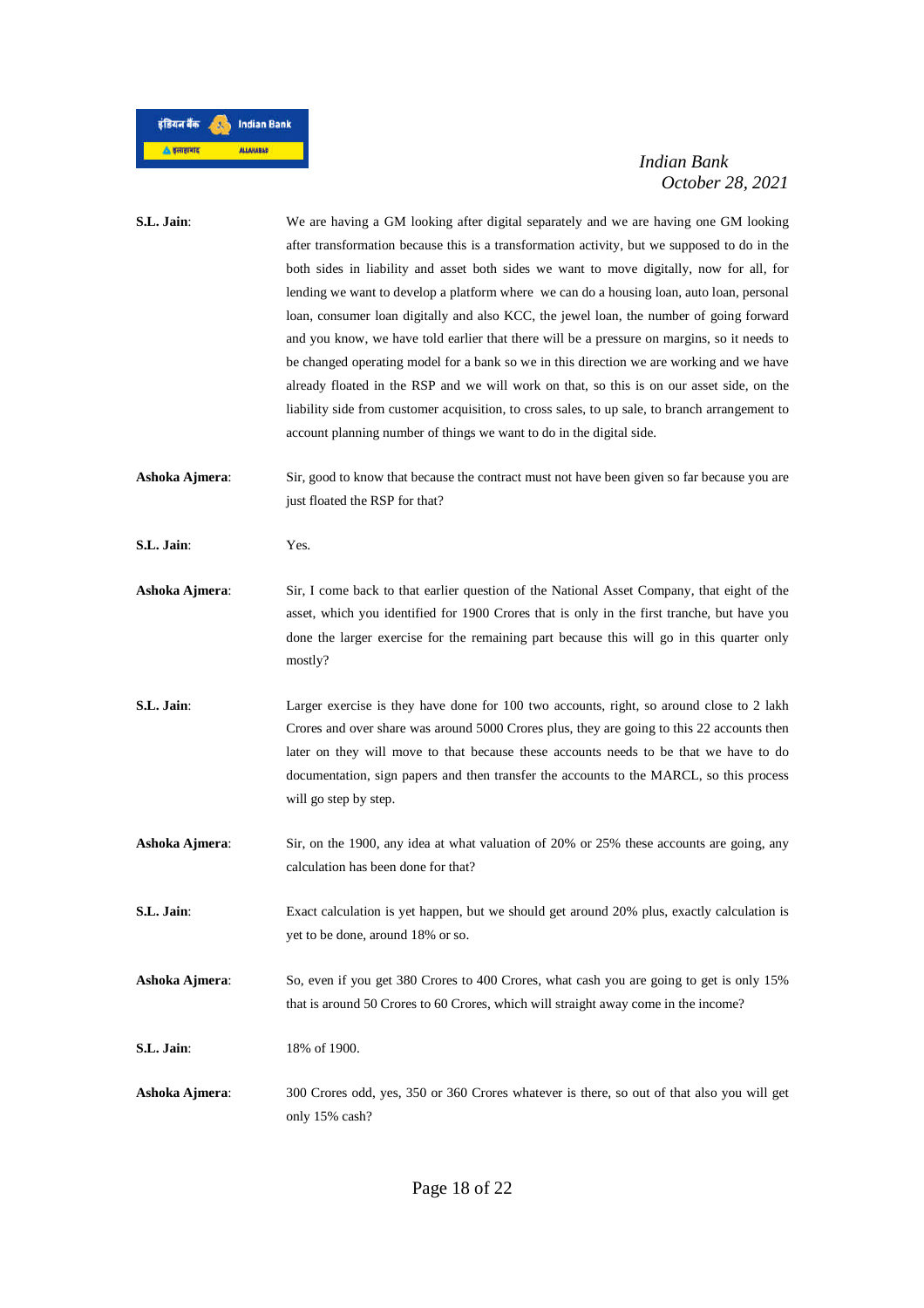**S.L. Jain**: We are having a GM looking after digital separately and we are having one GM looking after transformation because this is a transformation activity, but we supposed to do in the both sides in liability and asset both sides we want to move digitally, now for all, for lending we want to develop a platform where we can do a housing loan, auto loan, personal loan, consumer loan digitally and also KCC, the jewel loan, the number of going forward and you know, we have told earlier that there will be a pressure on margins, so it needs to be changed operating model for a bank so we in this direction we are working and we have already floated in the RSP and we will work on that, so this is on our asset side, on the liability side from customer acquisition, to cross sales, to up sale, to branch arrangement to account planning number of things we want to do in the digital side.

**Ashoka Ajmera**: Sir, good to know that because the contract must not have been given so far because you are just floated the RSP for that?

**S.L. Jain**: Yes.

**Ashoka Ajmera**: Sir, I come back to that earlier question of the National Asset Company, that eight of the asset, which you identified for 1900 Crores that is only in the first tranche, but have you done the larger exercise for the remaining part because this will go in this quarter only mostly?

**S.L. Jain**: Larger exercise is they have done for 100 two accounts, right, so around close to 2 lakh Crores and over share was around 5000 Crores plus, they are going to this 22 accounts then later on they will move to that because these accounts needs to be that we have to do documentation, sign papers and then transfer the accounts to the MARCL, so this process will go step by step.

**Ashoka Ajmera**: Sir, on the 1900, any idea at what valuation of 20% or 25% these accounts are going, any calculation has been done for that?

**S.L. Jain**: Exact calculation is yet happen, but we should get around 20% plus, exactly calculation is yet to be done, around 18% or so.

**Ashoka Ajmera**: So, even if you get 380 Crores to 400 Crores, what cash you are going to get is only 15% that is around 50 Crores to 60 Crores, which will straight away come in the income?

**S.L. Jain**: 18% of 1900.

**Ashoka Ajmera**: 300 Crores odd, yes, 350 or 360 Crores whatever is there, so out of that also you will get only 15% cash?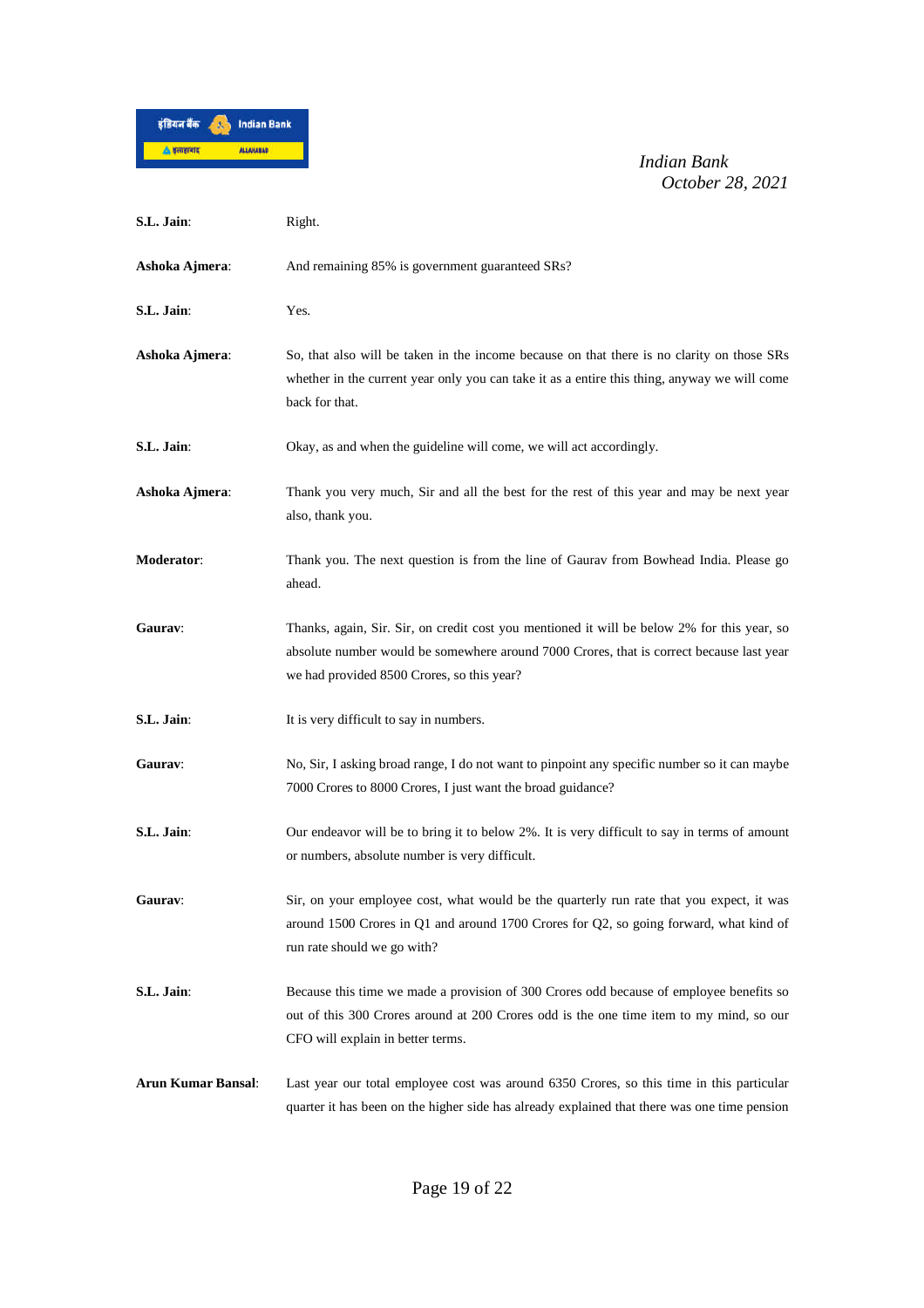**S.L. Jain**: Right.

**Ashoka Ajmera**: And remaining 85% is government guaranteed SRs?

**S.L. Jain**: Yes.

**Ashoka Ajmera**: So, that also will be taken in the income because on that there is no clarity on those SRs whether in the current year only you can take it as a entire this thing, anyway we will come back for that.

**S.L. Jain**: Okay, as and when the guideline will come, we will act accordingly.

**Ashoka Ajmera**: Thank you very much, Sir and all the best for the rest of this year and may be next year also, thank you.

**Moderator**: Thank you. The next question is from the line of Gaurav from Bowhead India. Please go ahead.

**Gaurav**: Thanks, again, Sir. Sir, on credit cost you mentioned it will be below 2% for this year, so absolute number would be somewhere around 7000 Crores, that is correct because last year we had provided 8500 Crores, so this year?

**S.L. Jain**: It is very difficult to say in numbers.

**Gaurav**: No, Sir, I asking broad range, I do not want to pinpoint any specific number so it can maybe 7000 Crores to 8000 Crores, I just want the broad guidance?

**S.L. Jain**: Our endeavor will be to bring it to below 2%. It is very difficult to say in terms of amount or numbers, absolute number is very difficult.

**Gaurav**: Sir, on your employee cost, what would be the quarterly run rate that you expect, it was around 1500 Crores in Q1 and around 1700 Crores for Q2, so going forward, what kind of run rate should we go with?

**S.L. Jain**: Because this time we made a provision of 300 Crores odd because of employee benefits so out of this 300 Crores around at 200 Crores odd is the one time item to my mind, so our CFO will explain in better terms.

**Arun Kumar Bansal**: Last year our total employee cost was around 6350 Crores, so this time in this particular quarter it has been on the higher side has already explained that there was one time pension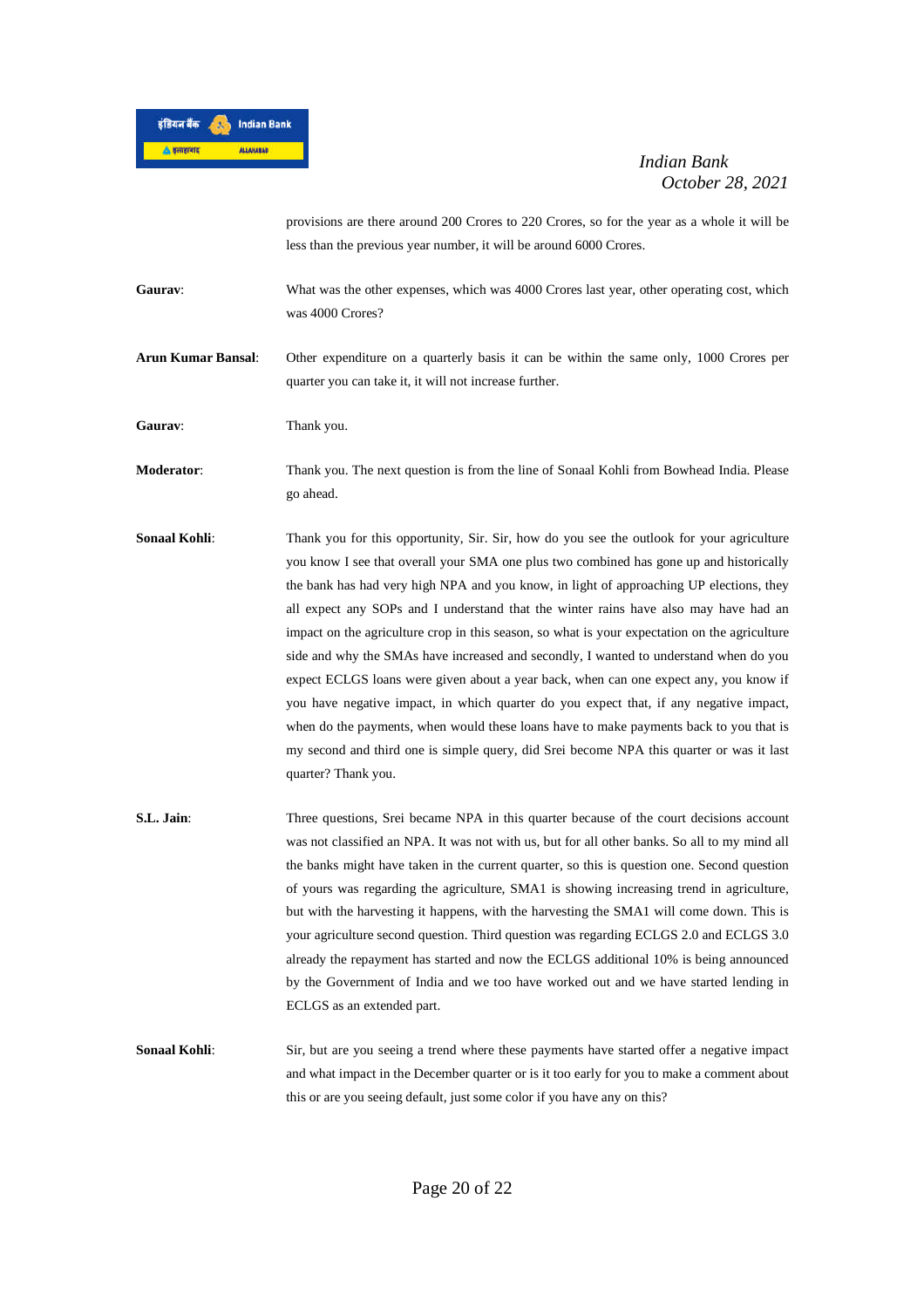provisions are there around 200 Crores to 220 Crores, so for the year as a whole it will be less than the previous year number, it will be around 6000 Crores.

**Gaurav**: What was the other expenses, which was 4000 Crores last year, other operating cost, which was 4000 Crores?

**Arun Kumar Bansal**: Other expenditure on a quarterly basis it can be within the same only, 1000 Crores per quarter you can take it, it will not increase further.

**Gaurav**: Thank you.

**Moderator**: Thank you. The next question is from the line of Sonaal Kohli from Bowhead India. Please go ahead.

**Sonaal Kohli**: Thank you for this opportunity, Sir. Sir, how do you see the outlook for your agriculture you know I see that overall your SMA one plus two combined has gone up and historically the bank has had very high NPA and you know, in light of approaching UP elections, they all expect any SOPs and I understand that the winter rains have also may have had an impact on the agriculture crop in this season, so what is your expectation on the agriculture side and why the SMAs have increased and secondly, I wanted to understand when do you expect ECLGS loans were given about a year back, when can one expect any, you know if you have negative impact, in which quarter do you expect that, if any negative impact, when do the payments, when would these loans have to make payments back to you that is my second and third one is simple query, did Srei become NPA this quarter or was it last quarter? Thank you.

**S.L. Jain**: Three questions, Srei became NPA in this quarter because of the court decisions account was not classified an NPA. It was not with us, but for all other banks. So all to my mind all the banks might have taken in the current quarter, so this is question one. Second question of yours was regarding the agriculture, SMA1 is showing increasing trend in agriculture, but with the harvesting it happens, with the harvesting the SMA1 will come down. This is your agriculture second question. Third question was regarding ECLGS 2.0 and ECLGS 3.0 already the repayment has started and now the ECLGS additional 10% is being announced by the Government of India and we too have worked out and we have started lending in ECLGS as an extended part.

**Sonaal Kohli**: Sir, but are you seeing a trend where these payments have started offer a negative impact and what impact in the December quarter or is it too early for you to make a comment about this or are you seeing default, just some color if you have any on this?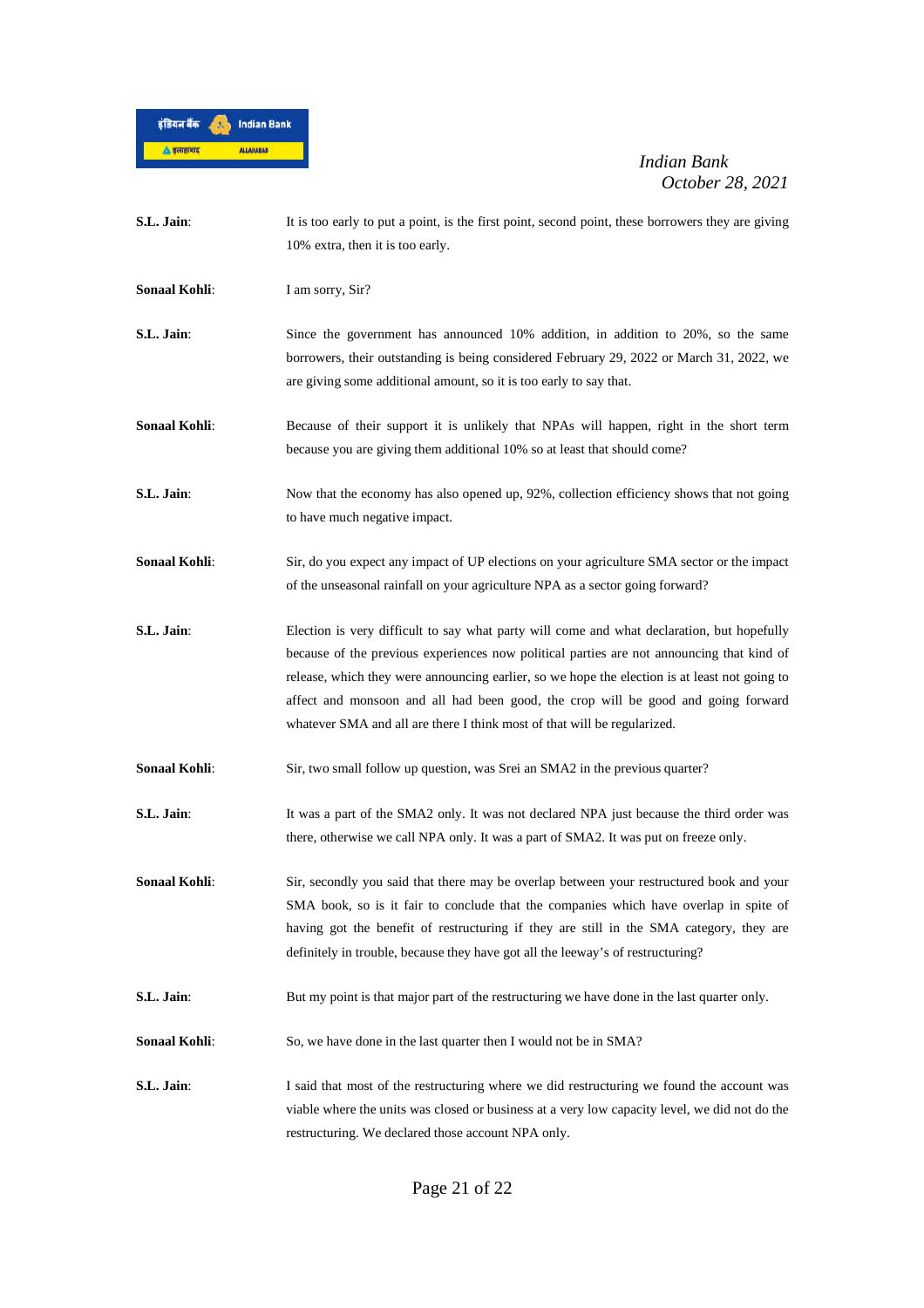**S.L. Jain**: It is too early to put a point, is the first point, second point, these borrowers they are giving 10% extra, then it is too early.

**Sonaal Kohli**: I am sorry, Sir?

**S.L. Jain**: Since the government has announced 10% addition, in addition to 20%, so the same borrowers, their outstanding is being considered February 29, 2022 or March 31, 2022, we are giving some additional amount, so it is too early to say that.

**Sonaal Kohli**: Because of their support it is unlikely that NPAs will happen, right in the short term because you are giving them additional 10% so at least that should come?

**S.L. Jain**: Now that the economy has also opened up, 92%, collection efficiency shows that not going to have much negative impact.

**Sonaal Kohli**: Sir, do you expect any impact of UP elections on your agriculture SMA sector or the impact of the unseasonal rainfall on your agriculture NPA as a sector going forward?

**S.L. Jain**: Election is very difficult to say what party will come and what declaration, but hopefully because of the previous experiences now political parties are not announcing that kind of release, which they were announcing earlier, so we hope the election is at least not going to affect and monsoon and all had been good, the crop will be good and going forward whatever SMA and all are there I think most of that will be regularized.

**Sonaal Kohli**: Sir, two small follow up question, was Srei an SMA2 in the previous quarter?

**S.L. Jain**: It was a part of the SMA2 only. It was not declared NPA just because the third order was there, otherwise we call NPA only. It was a part of SMA2. It was put on freeze only.

**Sonaal Kohli**: Sir, secondly you said that there may be overlap between your restructured book and your SMA book, so is it fair to conclude that the companies which have overlap in spite of having got the benefit of restructuring if they are still in the SMA category, they are definitely in trouble, because they have got all the leeway's of restructuring?

**S.L. Jain**: But my point is that major part of the restructuring we have done in the last quarter only.

**Sonaal Kohli**: So, we have done in the last quarter then I would not be in SMA?

**S.L. Jain**: I said that most of the restructuring where we did restructuring we found the account was viable where the units was closed or business at a very low capacity level, we did not do the restructuring. We declared those account NPA only.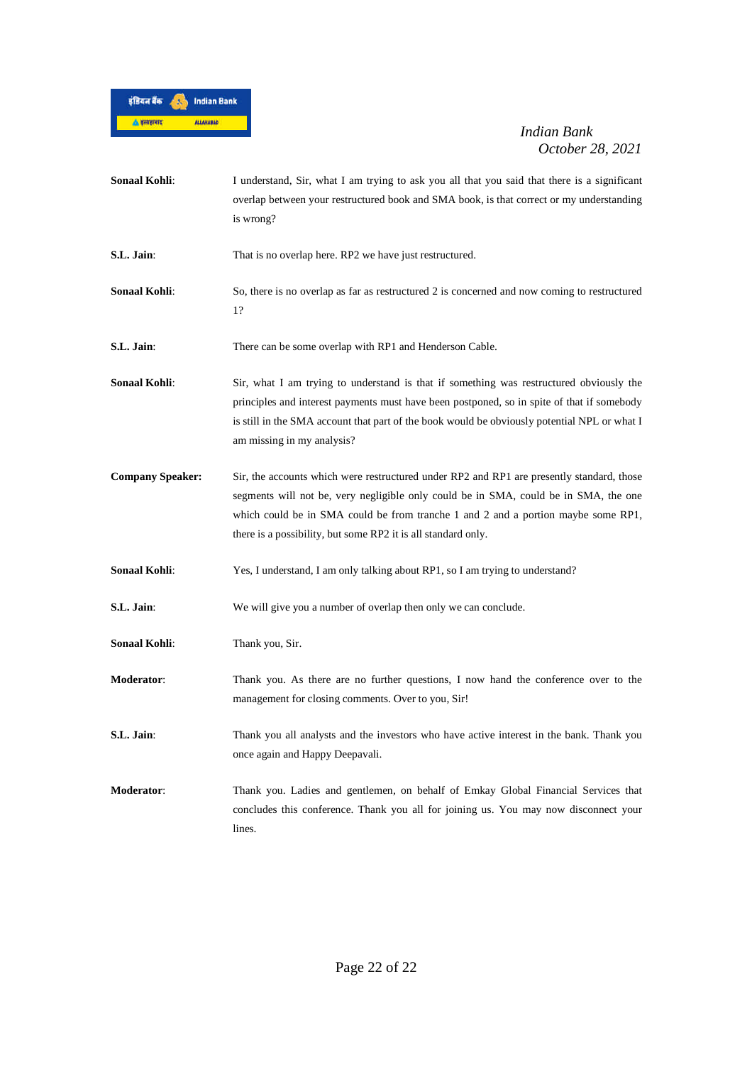**Sonaal Kohli**: I understand, Sir, what I am trying to ask you all that you said that there is a significant overlap between your restructured book and SMA book, is that correct or my understanding is wrong?

**S.L. Jain**: That is no overlap here. RP2 we have just restructured.

**Sonaal Kohli**: So, there is no overlap as far as restructured 2 is concerned and now coming to restructured 1?

**S.L. Jain**: There can be some overlap with RP1 and Henderson Cable.

**Sonaal Kohli**: Sir, what I am trying to understand is that if something was restructured obviously the principles and interest payments must have been postponed, so in spite of that if somebody is still in the SMA account that part of the book would be obviously potential NPL or what I am missing in my analysis?

**Company Speaker:** Sir, the accounts which were restructured under RP2 and RP1 are presently standard, those segments will not be, very negligible only could be in SMA, could be in SMA, the one which could be in SMA could be from tranche 1 and 2 and a portion maybe some RP1, there is a possibility, but some RP2 it is all standard only.

**Sonaal Kohli**: Yes, I understand, I am only talking about RP1, so I am trying to understand?

**S.L. Jain**: We will give you a number of overlap then only we can conclude.

**Sonaal Kohli**: Thank you, Sir.

**Moderator**: Thank you. As there are no further questions, I now hand the conference over to the management for closing comments. Over to you, Sir!

**S.L. Jain**: Thank you all analysts and the investors who have active interest in the bank. Thank you once again and Happy Deepavali.

**Moderator**: Thank you. Ladies and gentlemen, on behalf of Emkay Global Financial Services that concludes this conference. Thank you all for joining us. You may now disconnect your lines.